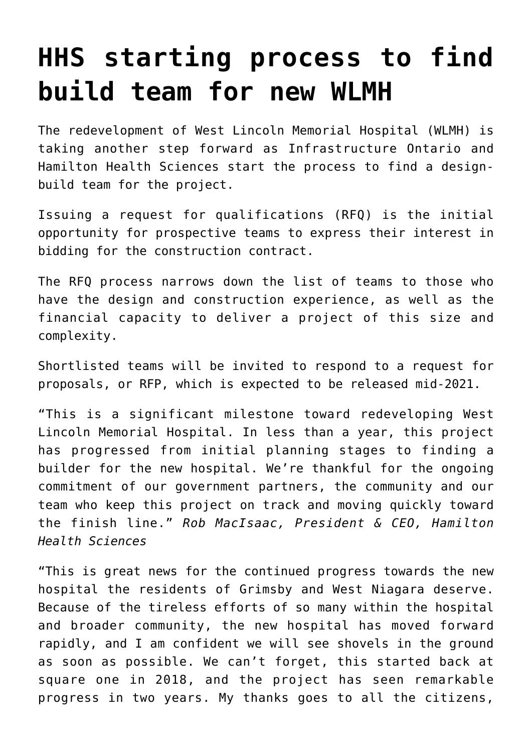# HHS starting process to find build team for new WLMH

The redevelopment of West Lincoln Memorial Hospital (WLMH) is taking another step forward as Infrastructure Ontario and Hamilton Health Sciences start the process to find a design-build team for the project.

Issuing a request for qualifications (RFQ) is the initial opportunity for prospective teams to express their interest in bidding for the construction contract.

The RFQ process narrows down the list of teams to those who have the design and construction experience, as well as the financial capacity to deliver a project of this size and complexity.

Shortlisted teams will be invited to respond to a request for proposals, or RFP, which is expected to be released mid-2021.

"This is a significant milestone toward redeveloping West Lincoln Memorial Hospital. In less than a year, this project has progressed from initial planning stages to finding a builder for the new hospital. We're thankful for the ongoing commitment of our government partners, the community and our team who keep this project on track and moving quickly toward the finish line." *Rob MacIsaac, President & CEO, Hamilton Health Sciences*

"This is great news for the continued progress towards the new hospital the residents of Grimsby and West Niagara deserve. Because of the tireless efforts of so many within the hospital and broader community, the new hospital has moved forward rapidly, and I am confident we will see shovels in the ground as soon as possible. We can't forget, this started back at square one in 2018, and the project has seen remarkable progress in two years. My thanks goes to all the citizens,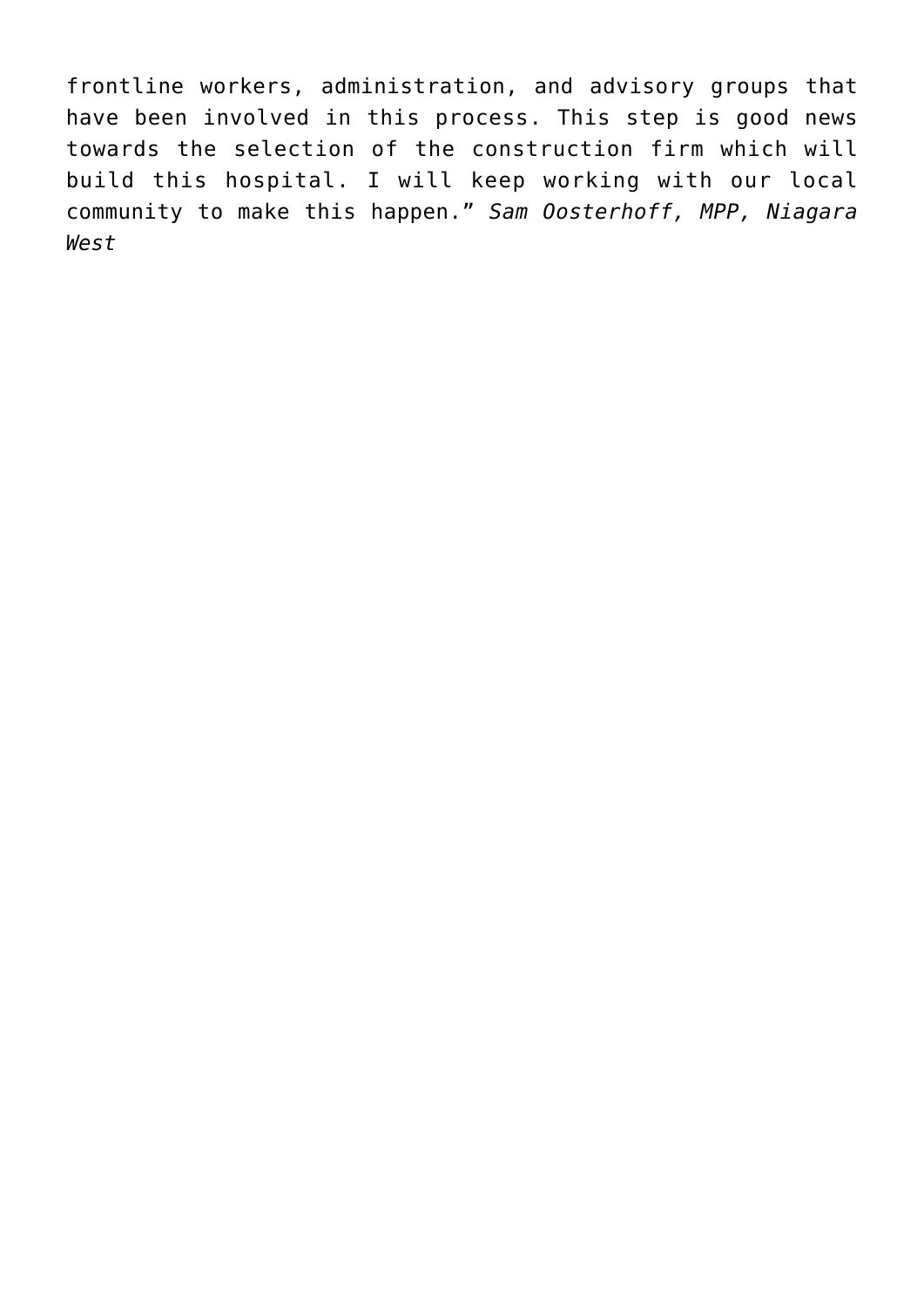frontline workers, administration, and advisory groups that have been involved in this process. This step is good news towards the selection of the construction firm which will build this hospital. I will keep working with our local community to make this happen." *Sam Oosterhoff, MPP, Niagara West*